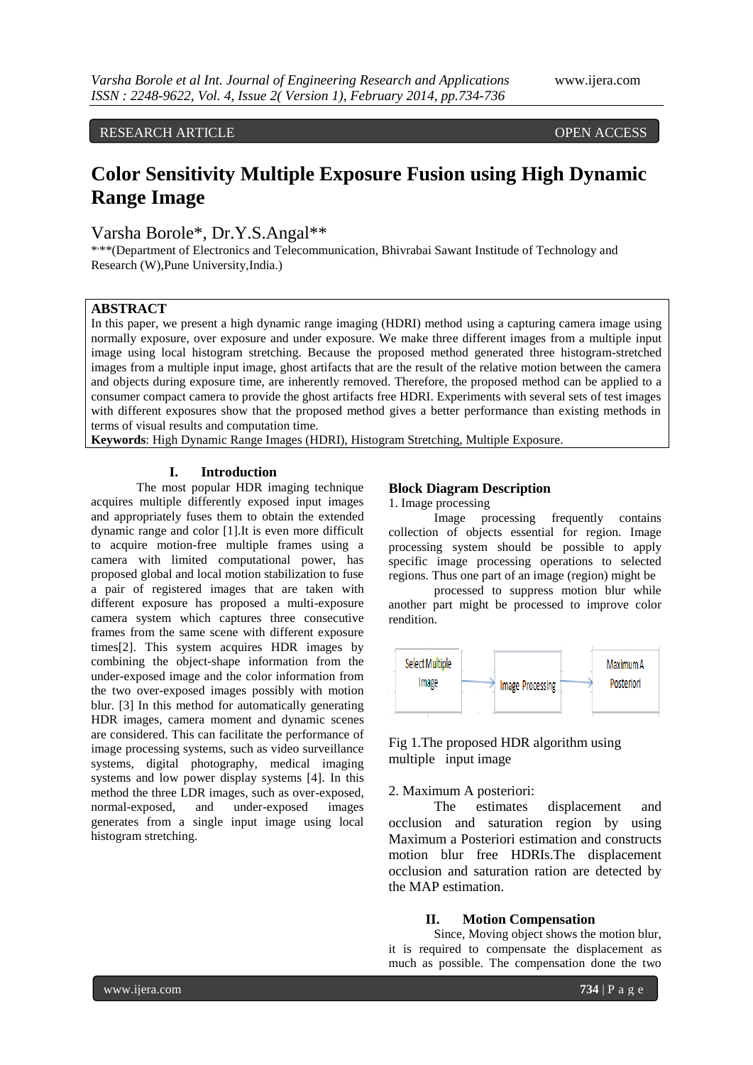RESEARCH ARTICLE OPEN ACCESS

# Color Sensitivity Multiple Exposure Fusion using High Dynamic Range Image

Varsha Borole*, Dr.Y.S.Angal**

*,**(Department of Electronics and Telecommunication, Bhivrabai Sawant Institude of Technology and Research (W),Pune University,India.)

## ABSTRACT

In this paper, we present a high dynamic range imaging (HDRI) method using a capturing camera image using normally exposure, over exposure and under exposure. We make three different images from a multiple input image using local histogram stretching. Because the proposed method generated three histogram-stretched images from a multiple input image, ghost artifacts that are the result of the relative motion between the camera and objects during exposure time, are inherently removed. Therefore, the proposed method can be applied to a consumer compact camera to provide the ghost artifacts free HDRI. Experiments with several sets of test images with different exposures show that the proposed method gives a better performance than existing methods in terms of visual results and computation time.

**Keywords**: High Dynamic Range Images (HDRI), Histogram Stretching, Multiple Exposure.

## I. Introduction

The most popular HDR imaging technique acquires multiple differently exposed input images and appropriately fuses them to obtain the extended dynamic range and color [1].It is even more difficult to acquire motion-free multiple frames using a camera with limited computational power, has proposed global and local motion stabilization to fuse a pair of registered images that are taken with different exposure has proposed a multi-exposure camera system which captures three consecutive frames from the same scene with different exposure times[2]. This system acquires HDR images by combining the object-shape information from the under-exposed image and the color information from the two over-exposed images possibly with motion blur. [3] In this method for automatically generating HDR images, camera moment and dynamic scenes are considered. This can facilitate the performance of image processing systems, such as video surveillance systems, digital photography, medical imaging systems and low power display systems [4]. In this method the three LDR images, such as over-exposed, normal-exposed, and under-exposed images generates from a single input image using local histogram stretching.

### Block Diagram Description

1. Image processing

Image processing frequently contains collection of objects essential for region. Image processing system should be possible to apply specific image processing operations to selected regions. Thus one part of an image (region) might be processed to suppress motion blur while another part might be processed to improve color rendition.

Select Multiple Image → Image Processing → Maximum A Posteriori

Fig 1.The proposed HDR algorithm using multiple input image

2. Maximum A posteriori:

The estimates displacement and occlusion and saturation region by using Maximum a Posteriori estimation and constructs motion blur free HDRIs.The displacement occlusion and saturation ration are detected by the MAP estimation.

## II. Motion Compensation

Since, Moving object shows the motion blur, it is required to compensate the displacement as much as possible. The compensation done the two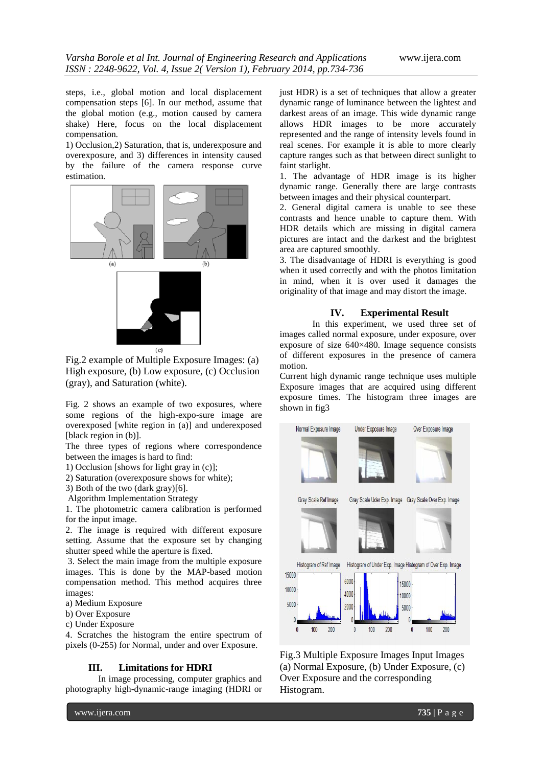steps, i.e., global motion and local displacement compensation steps [6]. In our method, assume that the global motion (e.g., motion caused by camera shake) Here, focus on the local displacement compensation.

1) Occlusion,2) Saturation, that is, underexposure and overexposure, and 3) differences in intensity caused by the failure of the camera response curve estimation.

Fig.2 example of Multiple Exposure Images: (a) High exposure, (b) Low exposure, (c) Occlusion (gray), and Saturation (white).

Fig. 2 shows an example of two exposures, where some regions of the high-expo-sure image are overexposed [white region in (a)] and underexposed [black region in (b)].

The three types of regions where correspondence between the images is hard to find:

1) Occlusion [shows for light gray in (c)];
2) Saturation (overexposure shows for white);
3) Both of the two (dark gray)[6].

Algorithm Implementation Strategy

1. The photometric camera calibration is performed for the input image.
2. The image is required with different exposure setting. Assume that the exposure set by changing shutter speed while the aperture is fixed.
3. Select the main image from the multiple exposure images. This is done by the MAP-based motion compensation method. This method acquires three images:

a) Medium Exposure
b) Over Exposure
c) Under Exposure

4. Scratches the histogram the entire spectrum of pixels (0-255) for Normal, under and over Exposure.

## III. Limitations for HDRI

In image processing, computer graphics and photography high-dynamic-range imaging (HDRI or just HDR) is a set of techniques that allow a greater dynamic range of luminance between the lightest and darkest areas of an image. This wide dynamic range allows HDR images to be more accurately represented and the range of intensity levels found in real scenes. For example it is able to more clearly capture ranges such as that between direct sunlight to faint starlight.

1. The advantage of HDR image is its higher dynamic range. Generally there are large contrasts between images and their physical counterpart.
2. General digital camera is unable to see these contrasts and hence unable to capture them. With HDR details which are missing in digital camera pictures are intact and the darkest and the brightest area are captured smoothly.
3. The disadvantage of HDRI is everything is good when it used correctly and with the photos limitation in mind, when it is over used it damages the originality of that image and may distort the image.

## IV. Experimental Result

In this experiment, we used three set of images called normal exposure, under exposure, over exposure of size 640×480. Image sequence consists of different exposures in the presence of camera motion.

Current high dynamic range technique uses multiple Exposure images that are acquired using different exposure times. The histogram three images are shown in fig3

Fig.3 Multiple Exposure Images Input Images (a) Normal Exposure, (b) Under Exposure, (c) Over Exposure and the corresponding Histogram.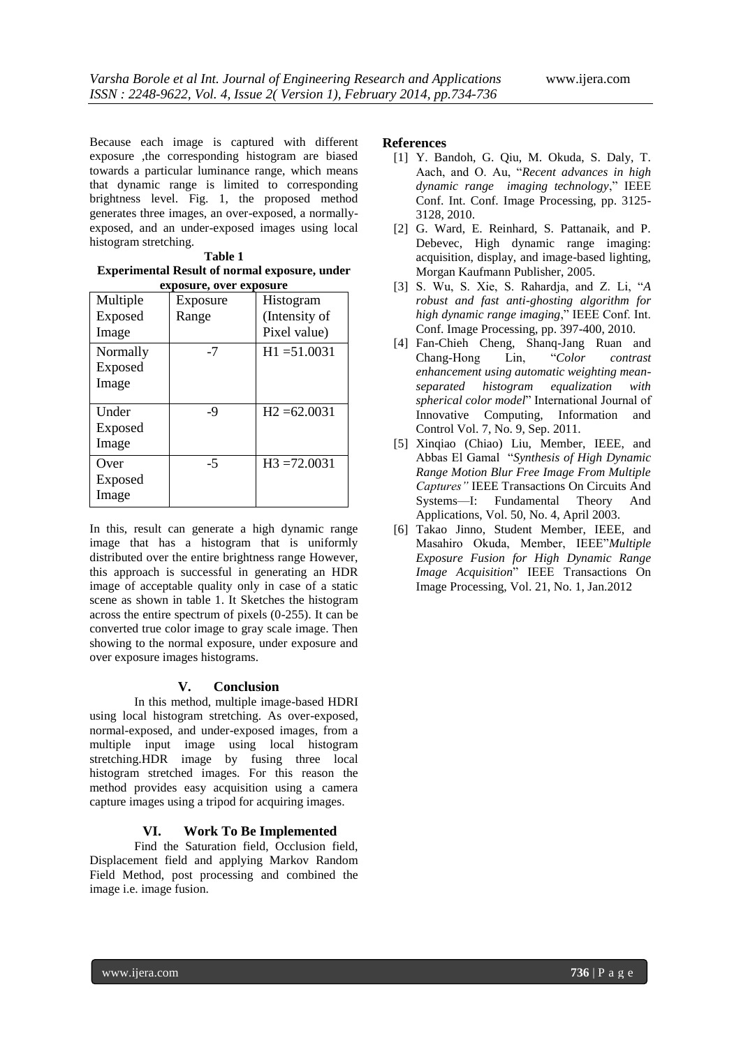Because each image is captured with different exposure ,the corresponding histogram are biased towards a particular luminance range, which means that dynamic range is limited to corresponding brightness level. Fig. 1, the proposed method generates three images, an over-exposed, a normally-exposed, and an under-exposed images using local histogram stretching.

**Table 1**
**Experimental Result of normal exposure, under exposure, over exposure**

| Multiple Exposed Image | Exposure Range | Histogram (Intensity of Pixel value) |
|---|---|---|
| Normally Exposed Image | -7 | H1 =51.0031 |
| Under Exposed Image | -9 | H2 =62.0031 |
| Over Exposed Image | -5 | H3 =72.0031 |

In this, result can generate a high dynamic range image that has a histogram that is uniformly distributed over the entire brightness range However, this approach is successful in generating an HDR image of acceptable quality only in case of a static scene as shown in table 1. It Sketches the histogram across the entire spectrum of pixels (0-255). It can be converted true color image to gray scale image. Then showing to the normal exposure, under exposure and over exposure images histograms.

## V. Conclusion

In this method, multiple image-based HDRI using local histogram stretching. As over-exposed, normal-exposed, and under-exposed images, from a multiple input image using local histogram stretching.HDR image by fusing three local histogram stretched images. For this reason the method provides easy acquisition using a camera capture images using a tripod for acquiring images.

## VI. Work To Be Implemented

Find the Saturation field, Occlusion field, Displacement field and applying Markov Random Field Method, post processing and combined the image i.e. image fusion.

## References

[1] Y. Bandoh, G. Qiu, M. Okuda, S. Daly, T. Aach, and O. Au, "*Recent advances in high dynamic range imaging technology*," IEEE Conf. Int. Conf. Image Processing, pp. 3125-3128, 2010.

[2] G. Ward, E. Reinhard, S. Pattanaik, and P. Debevec, High dynamic range imaging: acquisition, display, and image-based lighting, Morgan Kaufmann Publisher, 2005.

[3] S. Wu, S. Xie, S. Rahardja, and Z. Li, "*A robust and fast anti-ghosting algorithm for high dynamic range imaging*," IEEE Conf. Int. Conf. Image Processing, pp. 397-400, 2010.

[4] Fan-Chieh Cheng, Shanq-Jang Ruan and Chang-Hong Lin, "*Color contrast enhancement using automatic weighting mean-separated histogram equalization with spherical color model*" International Journal of Innovative Computing, Information and Control Vol. 7, No. 9, Sep. 2011.

[5] Xinqiao (Chiao) Liu, Member, IEEE, and Abbas El Gamal "*Synthesis of High Dynamic Range Motion Blur Free Image From Multiple Captures"* IEEE Transactions On Circuits And Systems—I: Fundamental Theory And Applications, Vol. 50, No. 4, April 2003.

[6] Takao Jinno, Student Member, IEEE, and Masahiro Okuda, Member, IEEE"*Multiple Exposure Fusion for High Dynamic Range Image Acquisition*" IEEE Transactions On Image Processing, Vol. 21, No. 1, Jan.2012